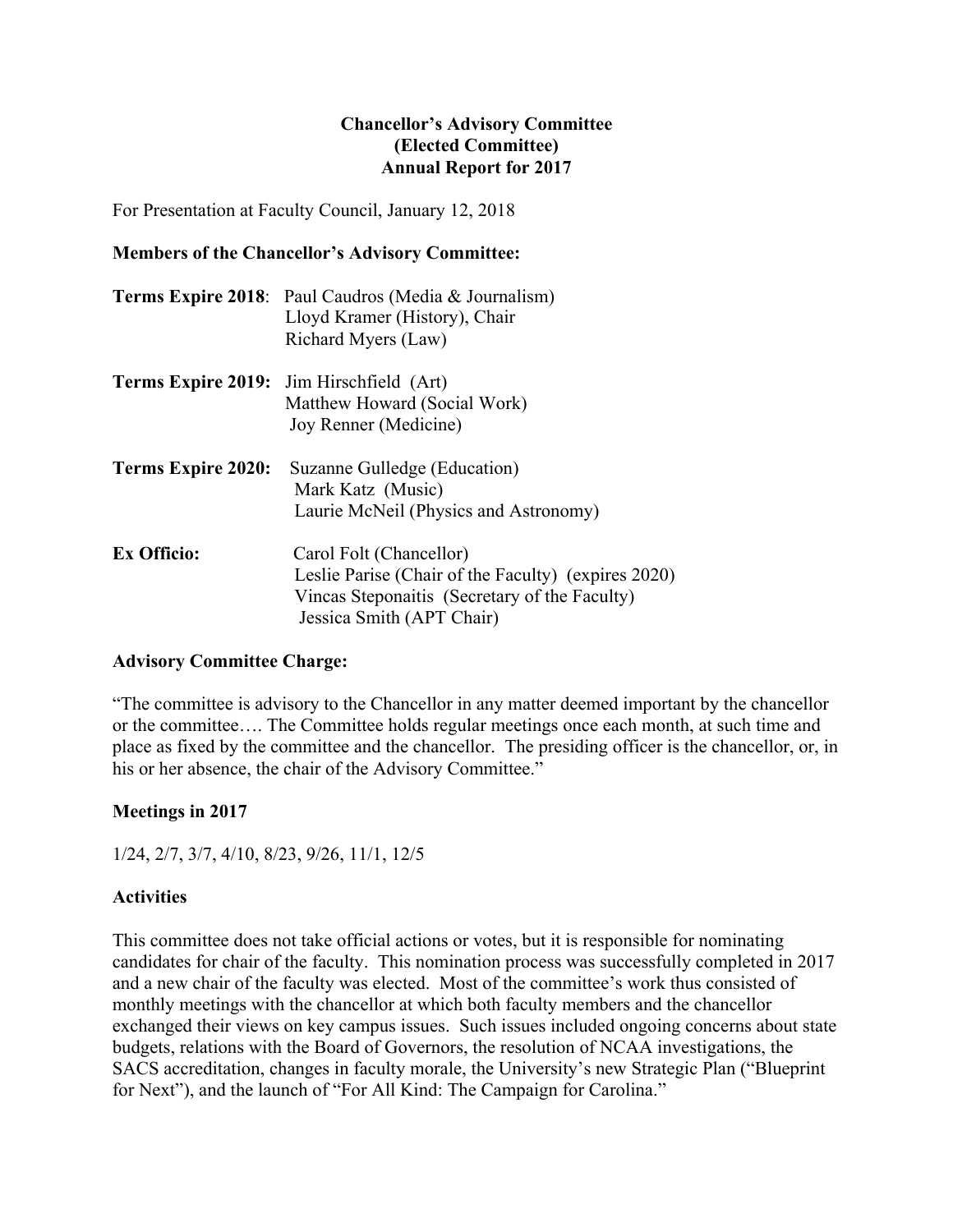**Chancellor's Advisory Committee**
**(Elected Committee)**
**Annual Report for 2017**

For Presentation at Faculty Council, January 12, 2018

**Members of the Chancellor's Advisory Committee:**

**Terms Expire 2018**: Paul Caudros (Media & Journalism)
Lloyd Kramer (History), Chair
Richard Myers (Law)

**Terms Expire 2019:** Jim Hirschfield (Art)
Matthew Howard (Social Work)
Joy Renner (Medicine)

**Terms Expire 2020:** Suzanne Gulledge (Education)
Mark Katz (Music)
Laurie McNeil (Physics and Astronomy)

**Ex Officio:** Carol Folt (Chancellor)
Leslie Parise (Chair of the Faculty) (expires 2020)
Vincas Steponaitis (Secretary of the Faculty)
Jessica Smith (APT Chair)

**Advisory Committee Charge:**

"The committee is advisory to the Chancellor in any matter deemed important by the chancellor or the committee…. The Committee holds regular meetings once each month, at such time and place as fixed by the committee and the chancellor. The presiding officer is the chancellor, or, in his or her absence, the chair of the Advisory Committee."

**Meetings in 2017**

1/24, 2/7, 3/7, 4/10, 8/23, 9/26, 11/1, 12/5

**Activities**

This committee does not take official actions or votes, but it is responsible for nominating candidates for chair of the faculty. This nomination process was successfully completed in 2017 and a new chair of the faculty was elected. Most of the committee's work thus consisted of monthly meetings with the chancellor at which both faculty members and the chancellor exchanged their views on key campus issues. Such issues included ongoing concerns about state budgets, relations with the Board of Governors, the resolution of NCAA investigations, the SACS accreditation, changes in faculty morale, the University's new Strategic Plan ("Blueprint for Next"), and the launch of "For All Kind: The Campaign for Carolina."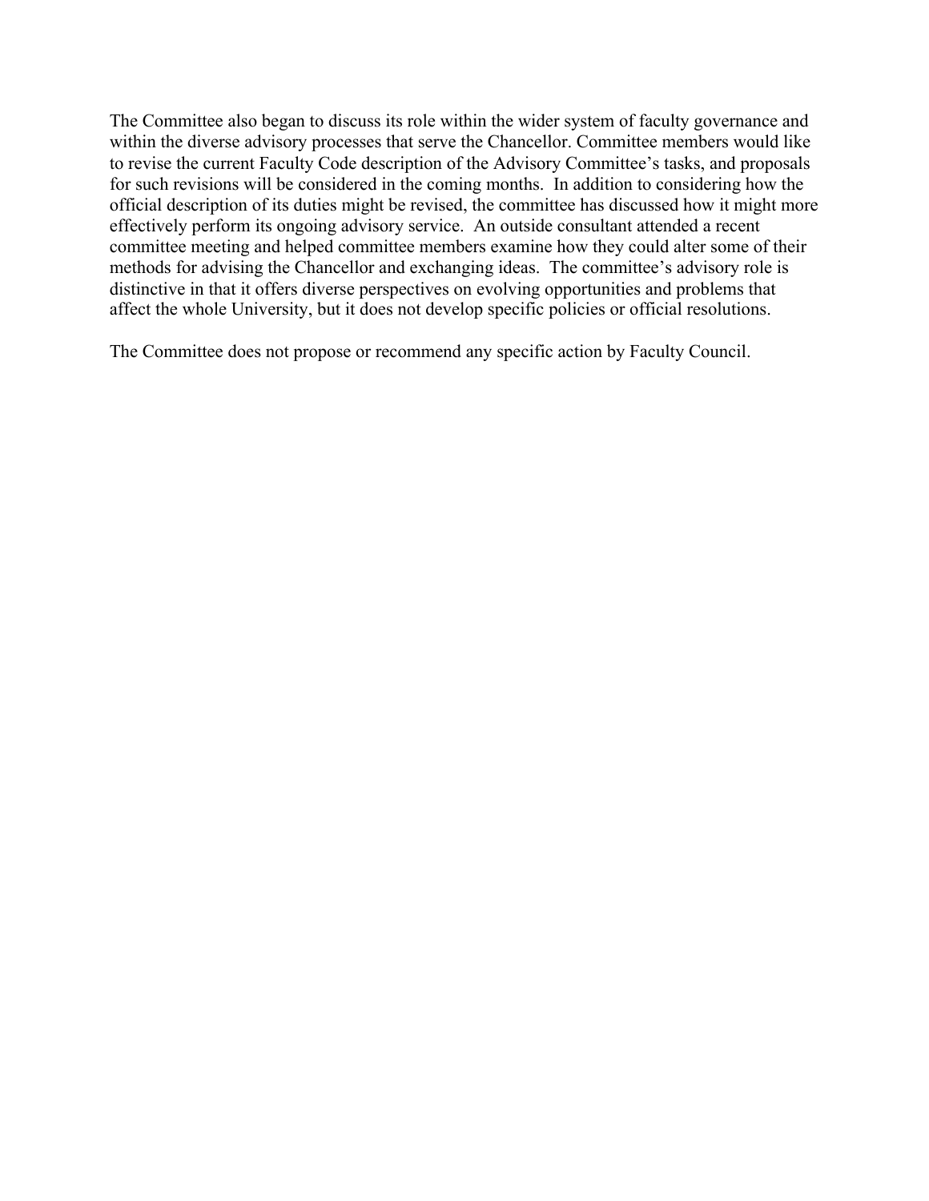The Committee also began to discuss its role within the wider system of faculty governance and within the diverse advisory processes that serve the Chancellor. Committee members would like to revise the current Faculty Code description of the Advisory Committee's tasks, and proposals for such revisions will be considered in the coming months. In addition to considering how the official description of its duties might be revised, the committee has discussed how it might more effectively perform its ongoing advisory service. An outside consultant attended a recent committee meeting and helped committee members examine how they could alter some of their methods for advising the Chancellor and exchanging ideas. The committee's advisory role is distinctive in that it offers diverse perspectives on evolving opportunities and problems that affect the whole University, but it does not develop specific policies or official resolutions.

The Committee does not propose or recommend any specific action by Faculty Council.